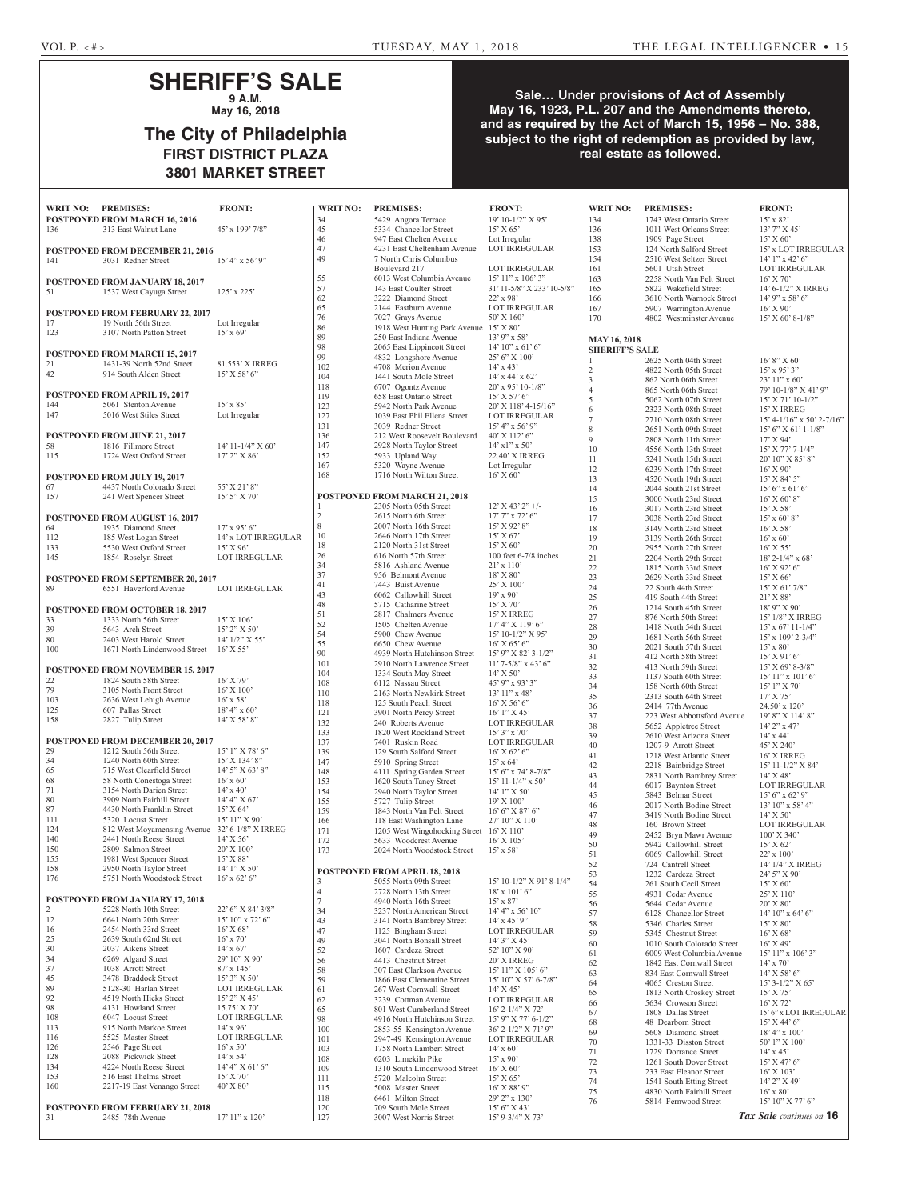# SHERIFF'S SALE

**9 A.M.**
**May 16, 2018**

## The City of Philadelphia
## FIRST DISTRICT PLAZA
## 3801 MARKET STREET

**Sale… Under provisions of Act of Assembly May 16, 1923, P.L. 207 and the Amendments thereto, and as required by the Act of March 15, 1956 – No. 388, subject to the right of redemption as provided by law, real estate as followed.**

| WRIT NO: | PREMISES: | FRONT: |
|---|---|---|
| **POSTPONED FROM MARCH 16, 2016** | | |
| 136 | 313 East Walnut Lane | 45' x 199' 7/8" |
| **POSTPONED FROM DECEMBER 21, 2016** | | |
| 141 | 3031 Redner Street | 15' 4" x 56' 9" |
| **POSTPONED FROM JANUARY 18, 2017** | | |
| 51 | 1537 West Cayuga Street | 125' x 225' |
| **POSTPONED FROM FEBRUARY 22, 2017** | | |
| 17 | 19 North 56th Street | Lot Irregular |
| 123 | 3107 North Patton Street | 15' x 69' |
| **POSTPONED FROM MARCH 15, 2017** | | |
| 21 | 1431-39 North 52nd Street | 81.553' X IRREG |
| 42 | 914 South Alden Street | 15' X 58' 6" |
| **POSTPONED FROM APRIL 19, 2017** | | |
| 144 | 5061 Stenton Avenue | 15' x 85' |
| 147 | 5016 West Stiles Street | Lot Irregular |
| **POSTPONED FROM JUNE 21, 2017** | | |
| 58 | 1816 Fillmore Street | 14' 11-1/4" X 60' |
| 115 | 1724 West Oxford Street | 17' 2" X 86' |
| **POSTPONED FROM JULY 19, 2017** | | |
| 67 | 4437 North Colorado Street | 55' X 21' 8" |
| 157 | 241 West Spencer Street | 15' 5" X 70' |
| **POSTPONED FROM AUGUST 16, 2017** | | |
| 64 | 1935 Diamond Street | 17' x 95' 6" |
| 112 | 185 West Logan Street | 14' x LOT IRREGULAR |
| 133 | 5530 West Oxford Street | 15' X 96' |
| 145 | 1854 Roselyn Street | LOT IRREGULAR |
| **POSTPONED FROM SEPTEMBER 20, 2017** | | |
| 89 | 6551 Haverford Avenue | LOT IRREGULAR |
| **POSTPONED FROM OCTOBER 18, 2017** | | |
| 33 | 1333 North 56th Street | 15' X 106' |
| 39 | 5643 Arch Street | 15' 2" X 50' |
| 80 | 2403 West Harold Street | 14' 1/2" X 55' |
| 100 | 1671 North Lindenwood Street | 16' X 55' |
| **POSTPONED FROM NOVEMBER 15, 2017** | | |
| 22 | 1824 South 58th Street | 16' X 79' |
| 79 | 3105 North Front Street | 16' X 100' |
| 103 | 2636 West Lehigh Avenue | 16' x 58' |
| 125 | 607 Pallas Street | 18' 4" x 60' |
| 158 | 2827 Tulip Street | 14' X 58' 8" |
| **POSTPONED FROM DECEMBER 20, 2017** | | |
| 29 | 1212 South 56th Street | 15' 1" X 78' 6" |
| 34 | 1240 North 60th Street | 15' X 134' 8" |
| 65 | 715 West Clearfield Street | 14' 5" X 63' 8" |
| 68 | 58 North Conestoga Street | 16' x 60' |
| 71 | 3154 North Darien Street | 14' x 40' |
| 80 | 3909 North Fairhill Street | 14' 4" X 67' |
| 87 | 4430 North Franklin Street | 15' X 64' |
| 111 | 5320 Locust Street | 15' 11" X 90' |
| 124 | 812 West Moyamensing Avenue | 32' 6-1/8" X IRREG |
| 140 | 2441 North Reese Street | 14' X 56' |
| 150 | 2809 Salmon Street | 20' X 100' |
| 155 | 1981 West Spencer Street | 15' X 88' |
| 158 | 2950 North Taylor Street | 14' 1" X 50' |
| 176 | 5751 North Woodstock Street | 16' x 62' 6" |
| **POSTPONED FROM JANUARY 17, 2018** | | |
| 2 | 5228 North 10th Street | 22' 6" X 84' 3/8" |
| 12 | 6641 North 20th Street | 15' 10" x 72' 6" |
| 16 | 2454 North 33rd Street | 16' X 68' |
| 25 | 2639 South 62nd Street | 16' x 70' |
| 30 | 2037 Aikens Street | 14' x 67' |
| 34 | 6269 Algard Street | 29' 10" X 90' |
| 37 | 1038 Arrott Street | 87' x 145' |
| 45 | 3478 Braddock Street | 15' 3" X 50' |
| 89 | 5128-30 Harlan Street | LOT IRREGULAR |
| 92 | 4519 North Hicks Street | 15' 2" X 45' |
| 98 | 4131 Howland Street | 15.75' X 70' |
| 108 | 6047 Locust Street | LOT IRREGULAR |
| 113 | 915 North Markoe Street | 14' x 96' |
| 116 | 5525 Master Street | LOT IRREGULAR |
| 126 | 2546 Page Street | 16' x 50' |
| 128 | 2088 Pickwick Street | 14' x 54' |
| 134 | 4224 North Reese Street | 14' 4" X 61' 6" |
| 153 | 516 East Thelma Street | 15' X 70' |
| 160 | 2217-19 East Venango Street | 40' X 80' |
| **POSTPONED FROM FEBRUARY 21, 2018** | | |
| 31 | 2485 78th Avenue | 17' 11" x 120' |
| 34 | 5429 Angora Terrace | 19' 10-1/2" X 95' |
| 45 | 5334 Chancellor Street | 15' X 65' |
| 46 | 947 East Chelten Avenue | Lot Irregular |
| 47 | 4231 East Cheltenham Avenue | LOT IRREGULAR |
| 49 | 7 North Chris Columbus Boulevard 217 | LOT IRREGULAR |
| 55 | 6013 West Columbia Avenue | 15' 11" x 106' 3" |
| 57 | 143 East Coulter Street | 31' 1-5/8" X 233' 10-5/8" |
| 62 | 3222 Diamond Street | 22' x 98' |
| 65 | 2144 Eastburn Avenue | LOT IRREGULAR |
| 76 | 7027 Grays Avenue | 50' X 160' |
| 86 | 1918 West Hunting Park Avenue | 15' X 80' |
| 89 | 250 East Indiana Avenue | 13' 9" x 58' |
| 98 | 2065 East Lippincott Street | 14' 10" x 61' 6" |
| 99 | 4832 Longshore Avenue | 25' 6" X 100' |
| 102 | 4708 Merion Avenue | 14' x 43' |
| 104 | 1441 South Mole Street | 14' x 44' x 62' |
| 118 | 6707 Ogontz Avenue | 20' x 95' 10-1/8" |
| 119 | 658 East Ontario Street | 15' X 57' 6" |
| 123 | 5942 North Park Avenue | 20' X 118' 4-15/16" |
| 127 | 1039 East Phil Ellena Street | LOT IRREGULAR |
| 131 | 3039 Redner Street | 15' 4" x 56' 9" |
| 136 | 212 West Roosevelt Boulevard | 40' X 112' 6" |
| 147 | 2928 North Taylor Street | 14' x1" x 50' |
| 152 | 5933 Upland Way | 22.40' X IRREG |
| 167 | 5320 Wayne Avenue | Lot Irregular |
| 168 | 1716 North Wilton Street | 16' X 60' |
| **POSTPONED FROM MARCH 21, 2018** | | |
| 1 | 2305 North 05th Street | 12' X 43' 2" +/- |
| 2 | 2615 North 6th Street | 17' 7" x 72' 6" |
| 8 | 2007 North 16th Street | 15' X 92' 8" |
| 10 | 2646 North 17th Street | 15' X 67' |
| 18 | 2120 North 31st Street | 15' X 60' |
| 26 | 616 North 57th Street | 100 feet 6-7/8 inches |
| 34 | 5816 Ashland Avenue | 21' x 110' |
| 37 | 956 Belmont Avenue | 18' X 80' |
| 41 | 7443 Buist Avenue | 25' X 100' |
| 43 | 6062 Callowhill Street | 19' x 90' |
| 48 | 5715 Catharine Street | 15' X 70' |
| 51 | 2817 Chalmers Avenue | 15' X IRREG |
| 52 | 1505 Chelten Avenue | 17' 4" X 119' 6" |
| 54 | 5900 Chew Avenue | 15' 10-1/2" X 95' |
| 55 | 6650 Chew Avenue | 16' X 65' 6" |
| 90 | 4939 North Hutchinson Street | 15' 9" X 82' 3-1/2" |
| 101 | 2910 North Lawrence Street | 11' 7-5/8" x 43' 6" |
| 104 | 1334 South May Street | 14' X 50' |
| 108 | 6112 Nassau Street | 45' 9" x 93' 3" |
| 110 | 2163 North Newkirk Street | 13' 11" x 48' |
| 118 | 125 South Peach Street | 16' X 56' 6" |
| 121 | 3901 North Percy Street | 16' 1" X 45' |
| 132 | 240 Roberts Avenue | LOT IRREGULAR |
| 133 | 1820 West Rockland Street | 15' 3" x 70' |
| 137 | 7401 Ruskin Road | LOT IRREGULAR |
| 139 | 129 South Salford Street | 16' X 62' 6" |
| 147 | 5910 Spring Street | 15' x 64' |
| 148 | 4111 Spring Garden Street | 15' 6" x 74' 8-7/8" |
| 153 | 1620 South Taney Street | 15' 11-1/4" x 50' |
| 154 | 2940 North Taylor Street | 14' 1" X 50' |
| 155 | 5727 Tulip Street | 19' X 100' |
| 159 | 1843 North Van Pelt Street | 16' 6" X 87' 6" |
| 166 | 118 East Washington Lane | 27' 10" X 110' |
| 171 | 1205 West Wingohocking Street | 16' X 110' |
| 172 | 5633 Woodcrest Avenue | 16' X 105' |
| 173 | 2024 North Woodstock Street | 15' x 58' |
| **POSTPONED FROM APRIL 18, 2018** | | |
| 3 | 5055 North 09th Street | 15' 10-1/2" X 91' 8-1/4" |
| 4 | 2728 North 13th Street | 18' x 101' 6" |
| 7 | 4940 North 16th Street | 15' x 87' |
| 34 | 3237 North American Street | 14' 4" x 56' 10" |
| 43 | 3141 North Bambrey Street | 14' x 45' 9" |
| 47 | 1125 Bingham Street | LOT IRREGULAR |
| 49 | 3041 North Bonsall Street | 14' 3" X 45' |
| 52 | 1607 Cardeza Street | 52' 10" X 90' |
| 56 | 4413 Chestnut Street | 20' X IRREG |
| 58 | 307 East Clarkson Avenue | 15' 11" X 105' 6" |
| 59 | 1866 East Clementine Street | 15' 10" X 57' 6-7/8" |
| 61 | 267 West Cornwall Street | 14' X 45' |
| 62 | 3239 Cottman Avenue | LOT IRREGULAR |
| 65 | 801 West Cumberland Street | 16' 2-1/4" X 72' |
| 98 | 4916 North Hutchinson Street | 15' 9" X 77' 6-1/2" |
| 100 | 2853-55 Kensington Avenue | 36' 2-1/2" X 71' 9" |
| 101 | 2947-49 Kensington Avenue | LOT IRREGULAR |
| 103 | 1758 North Lambert Street | 14' x 60' |
| 108 | 6203 Limekiln Pike | 15' x 90' |
| 109 | 1310 South Lindenwood Street | 16' X 60' |
| 111 | 5720 Malcolm Street | 15' X 65' |
| 115 | 5008 Master Street | 16' X 88' 9" |
| 118 | 6461 Milton Street | 29' 2" x 130' |
| 120 | 709 South Mole Street | 15' 6" X 43' |
| 127 | 3007 West Norris Street | 15' 9-3/4" X 73' |
| 134 | 1743 West Ontario Street | 15' x 82' |
| 136 | 1011 West Orleans Street | 13' 7" X 45' |
| 138 | 1909 Page Street | 15' X 60' |
| 153 | 124 North Salford Street | 15' x LOT IRREGULAR |
| 154 | 2510 West Seltzer Street | 14' 1" x 42' 6" |
| 161 | 5601 Utah Street | LOT IRREGULAR |
| 163 | 2258 North Van Pelt Street | 16' X 70' |
| 165 | 5822 Wakefield Street | 14' 6-1/2" X IRREG |
| 166 | 3610 North Warnock Street | 14' 9" x 58' 6" |
| 167 | 5907 Warrington Avenue | 16' X 90' |
| 170 | 4802 Westminster Avenue | 15' X 60' 8-1/8" |
| **MAY 16, 2018 SHERIFF'S SALE** | | |
| 1 | 2625 North 04th Street | 16' 8" X 60' |
| 2 | 4822 North 05th Street | 15' x 95' 3" |
| 3 | 862 North 06th Street | 23' 11" x 60' |
| 4 | 865 North 06th Street | 79' 10-1/8" X 41' 9" |
| 5 | 5062 North 07th Street | 15' X 71' 10-1/2" |
| 6 | 2323 North 08th Street | 15' X IRREG |
| 7 | 2710 North 08th Street | 15' 4-1/16" x 50' 2-7/16" |
| 8 | 2651 North 09th Street | 15' 6" X 61' 1-1/8" |
| 9 | 2808 North 11th Street | 17' X 94' |
| 10 | 4556 North 13th Street | 15' X 77' 7-1/4" |
| 11 | 5241 North 15th Street | 20' 10" X 85' 8" |
| 12 | 6239 North 17th Street | 16' X 90' |
| 13 | 4520 North 19th Street | 15' X 84' 5" |
| 14 | 2044 South 21st Street | 15' 6" x 61' 6" |
| 15 | 3000 North 23rd Street | 16' X 60' 8" |
| 16 | 3017 North 23rd Street | 15' X 58' |
| 17 | 3038 North 23rd Street | 15' x 60' 8" |
| 18 | 3149 North 23rd Street | 16' X 58' |
| 19 | 3139 North 26th Street | 16' x 60' |
| 20 | 2955 North 27th Street | 16' X 55' |
| 21 | 2204 North 29th Street | 18' 2-1/4" x 68' |
| 22 | 1815 North 33rd Street | 16' X 92' 6" |
| 23 | 2629 North 33rd Street | 15' X 66' |
| 24 | 22 South 44th Street | 15' X 61' 7/8" |
| 25 | 419 South 44th Street | 21' X 88' |
| 26 | 1214 South 45th Street | 18' 9" X 90' |
| 27 | 876 North 50th Street | 15' 1/8" X IRREG |
| 28 | 1418 North 54th Street | 15' x 67' 11-1/4" |
| 29 | 1681 North 56th Street | 15' x 109' 2-3/4" |
| 30 | 2021 South 57th Street | 15' x 80' |
| 31 | 412 North 58th Street | 15' X 91' 6" |
| 32 | 413 North 59th Street | 15' X 69' 8-3/8" |
| 33 | 1137 South 60th Street | 15' 11" x 101' 6" |
| 34 | 158 North 60th Street | 15' 1" X 70' |
| 35 | 2313 South 64th Street | 17' X 75' |
| 36 | 2414 77th Avenue | 24.50' x 120' |
| 37 | 223 West Abbottsford Avenue | 19' 8" X 114' 8" |
| 38 | 5652 Appletree Street | 14' 2" x 47' |
| 39 | 2610 West Arizona Street | 14' x 44' |
| 40 | 1207-9 Arrott Street | 45' X 240' |
| 41 | 1218 West Atlantic Street | 16' X IRREG |
| 42 | 2218 Bainbridge Street | 15' 11-1/2" X 84' |
| 43 | 2831 North Bambrey Street | 14' X 48' |
| 44 | 6017 Baynton Street | LOT IRREGULAR |
| 45 | 5843 Belmar Street | 15' 6" x 62' 9" |
| 46 | 2017 North Bodine Street | 13' 10" x 58' 4" |
| 47 | 3419 North Bodine Street | 14' X 50' |
| 48 | 160 Brown Street | LOT IRREGULAR |
| 49 | 2452 Bryn Mawr Avenue | 100' X 340' |
| 50 | 5942 Callowhill Street | 15' X 62' |
| 51 | 6069 Callowhill Street | 22' x 100' |
| 52 | 724 Cantrell Street | 14' 1/4" X IRREG |
| 53 | 1232 Cardeza Street | 24' 5" X 90' |
| 54 | 261 South Cecil Street | 15' X 60' |
| 55 | 4931 Cedar Avenue | 25' X 110' |
| 56 | 5644 Cedar Avenue | 20' X 80' |
| 57 | 6128 Chancellor Street | 14' 10" x 64' 6" |
| 58 | 5346 Charles Street | 15' X 80' |
| 59 | 5345 Chestnut Street | 16' X 68' |
| 60 | 1010 South Colorado Street | 16' X 49' |
| 61 | 6009 West Columbia Avenue | 15' 11" x 106' 3" |
| 62 | 1842 East Cornwall Street | 14' x 70' |
| 63 | 834 East Cornwall Street | 14' X 58' 6" |
| 64 | 4065 Creston Street | 15' 3-1/2" X 65' |
| 65 | 1813 North Croskey Street | 15' X 75' |
| 66 | 5634 Crowson Street | 16' X 72' |
| 67 | 1808 Dallas Street | 15' 6" x LOT IRREGULAR |
| 68 | 48 Dearborn Street | 15' X 44' 6" |
| 69 | 5608 Diamond Street | 18' 4" x 100' |
| 70 | 1331-33 Disston Street | 50' 1" X 100' |
| 71 | 1729 Dorrance Street | 14' x 45' |
| 72 | 1261 South Dover Street | 15' X 47' 6" |
| 73 | 233 East Eleanor Street | 16' X 103' |
| 74 | 1541 South Etting Street | 14' 2" X 49' |
| 75 | 4830 North Fairhill Street | 16' x 80' |
| 76 | 5814 Fernwood Street | 15' 10" X 77' 6" |

*Tax Sale continues on* **16**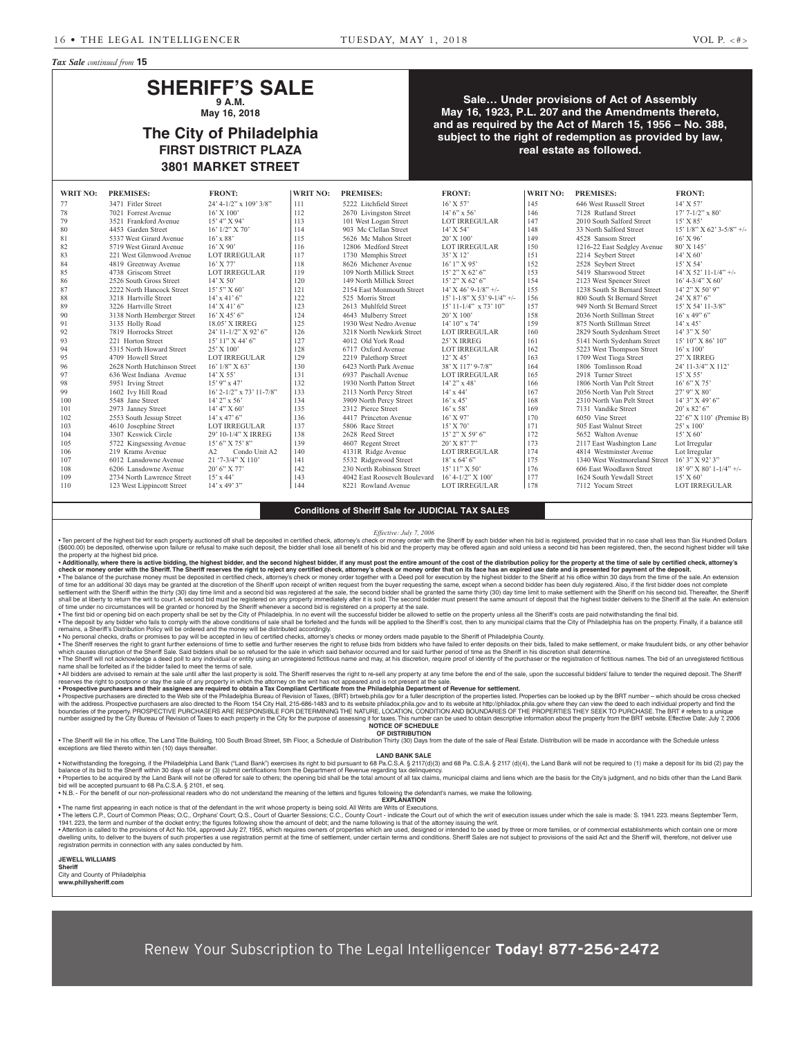*Tax Sale continued from* **15**

# SHERIFF'S SALE

**9 A.M.**
**May 16, 2018**

## The City of Philadelphia

**FIRST DISTRICT PLAZA**
**3801 MARKET STREET**

**Sale… Under provisions of Act of Assembly May 16, 1923, P.L. 207 and the Amendments thereto, and as required by the Act of March 15, 1956 – No. 388, subject to the right of redemption as provided by law, real estate as followed.**

| WRIT NO: | PREMISES: | FRONT: |
|---|---|---|
| 77 | 3471 Fitler Street | 24' 4-1/2" x 109' 3/8" |
| 78 | 7021 Forrest Avenue | 16' X 100' |
| 79 | 3521 Frankford Avenue | 15' 4" X 94' |
| 80 | 4453 Garden Street | 16' 1/2" X 70' |
| 81 | 5337 West Girard Avenue | 16' x 88' |
| 82 | 5719 West Girard Avenue | 16' X 90' |
| 83 | 221 West Glenwood Avenue | LOT IRREGULAR |
| 84 | 4819 Greenway Avenue | 16' X 77' |
| 85 | 4738 Griscom Street | LOT IRREGULAR |
| 86 | 2526 South Gross Street | 14' X 50' |
| 87 | 2222 North Hancock Street | 15' 5" X 60' |
| 88 | 3218 Hartville Street | 14' x 41' 6" |
| 89 | 3226 Hartville Street | 14' X 41' 6" |
| 90 | 3138 North Hemberger Street | 16' X 45' 6" |
| 91 | 3135 Holly Road | 18.05' X IRREG |
| 92 | 7819 Horrocks Street | 24' 11-1/2" X 92' 6" |
| 93 | 221 Horton Street | 15' 11" X 44' 6" |
| 94 | 5315 North Howard Street | 25' X 100' |
| 95 | 4709 Howell Street | LOT IRREGULAR |
| 96 | 2628 North Hutchinson Street | 16' 1/8" X 63' |
| 97 | 636 West Indiana Avenue | 14' X 55' |
| 98 | 5951 Irving Street | 15' 9" x 47' |
| 99 | 1602 Ivy Hill Road | 16' 2-1/2" x 73' 11-7/8" |
| 100 | 5548 Jane Street | 14' 2" x 56' |
| 101 | 2973 Janney Street | 14' 4" X 60' |
| 102 | 2553 South Jessup Street | 14' x 47' 6" |
| 103 | 4610 Josephine Street | LOT IRREGULAR |
| 104 | 3307 Keswick Circle | 29' 10-1/4" X IRREG |
| 105 | 5722 Kingsessing Avenue | 15' 6" X 75' 8" |
| 106 | 219 Krams Avenue | A2 Condo Unit A2 |
| 107 | 6012 Lansdowne Avenue | 21 '7-3/4" X 110' |
| 108 | 6206 Lansdowne Avenue | 20' 6" X 77' |
| 109 | 2734 North Lawrence Street | 15' x 44' |
| 110 | 123 West Lippincott Street | 14' x 49' 3" |
| 111 | 5222 Litchfield Street | 16' X 57' |
| 112 | 2670 Livingston Street | 14' 6" x 56' |
| 113 | 101 West Logan Street | LOT IRREGULAR |
| 114 | 903 Mc Clellan Street | 14' X 54' |
| 115 | 5626 Mc Mahon Street | 20' X 100' |
| 116 | 12806 Medford Street | LOT IRREGULAR |
| 117 | 1730 Memphis Street | 35' X 12' |
| 118 | 8626 Michener Avenue | 16' 1" X 95' |
| 119 | 109 North Millick Street | 15' 2" X 62' 6" |
| 120 | 149 North Millick Street | 15' 2" X 62' 6" |
| 121 | 2154 East Monmouth Street | 14' X 46' 9-1/8" +/- |
| 122 | 525 Morris Street | 15' 1-1/8" X 53' 9-1/4" +/- |
| 123 | 2613 Muhlfeld Street | 15' 11-1/4" x 73' 10" |
| 124 | 4643 Mulberry Street | 20' X 100' |
| 125 | 1930 West Nedro Avenue | 14' 10" x 74' |
| 126 | 3218 North Newkirk Street | LOT IRREGULAR |
| 127 | 4012 Old York Road | 25' X IRREG |
| 128 | 6717 Oxford Avenue | LOT IRREGULAR |
| 129 | 2219 Palethorp Street | 12' X 45' |
| 130 | 6423 North Park Avenue | 38' X 117' 9-7/8" |
| 131 | 6937 Paschall Avenue | LOT IRREGULAR |
| 132 | 1930 North Patton Street | 14' 2" x 48' |
| 133 | 2113 North Percy Street | 14' x 44' |
| 134 | 3909 North Percy Street | 16' x 45' |
| 135 | 2312 Pierce Street | 16' x 58' |
| 136 | 4417 Princeton Avenue | 16' X 97' |
| 137 | 5806 Race Street | 15' X 70' |
| 138 | 2628 Reed Street | 15' 2" X 59' 6" |
| 139 | 4607 Regent Street | 20' X 87' 7" |
| 140 | 4131R Ridge Avenue | LOT IRREGULAR |
| 141 | 5532 Ridgewood Street | 18' x 64' 6" |
| 142 | 230 North Robinson Street | 15' 11" X 50' |
| 143 | 4042 East Roosevelt Boulevard | 16' 4-1/2" X 100' |
| 144 | 8221 Rowland Avenue | LOT IRREGULAR |
| 145 | 646 West Russell Street | 14' X 57' |
| 146 | 7128 Rutland Street | 17' 7-1/2" x 80' |
| 147 | 2010 South Salford Street | 15' X 85' |
| 148 | 33 North Salford Street | 15' 1/8" X 62' 3-5/8" +/- |
| 149 | 4528 Sansom Street | 16' X 96' |
| 150 | 1216-22 East Sedgley Avenue | 80' X 145' |
| 151 | 2214 Seybert Street | 14' X 60' |
| 152 | 2528 Seybert Street | 15' X 54' |
| 153 | 5419 Sharswood Street | 14' X 52' 11-1/4" +/- |
| 154 | 2123 West Spencer Street | 16' 4-3/4" X 60' |
| 155 | 1238 South St Bernard Street | 14' 2" X 50' 9" |
| 156 | 800 South St Bernard Street | 24' X 87' 6" |
| 157 | 949 North St Bernard Street | 15' X 54' 11-3/8" |
| 158 | 2036 North Stillman Street | 16' x 49" 6" |
| 159 | 875 North Stillman Street | 14' x 45' |
| 160 | 2829 South Sydenham Street | 14' 3" X 50' |
| 161 | 5141 North Sydenham Street | 15' 10" X 86' 10" |
| 162 | 5223 West Thompson Street | 16' x 100' |
| 163 | 1709 West Tioga Street | 27' X IRREG |
| 164 | 1806 Tomlinson Road | 24' 11-3/4" X 112' |
| 165 | 2918 Turner Street | 15' X 55' |
| 166 | 1806 North Van Pelt Street | 16' 6" X 75' |
| 167 | 2056 North Van Pelt Street | 27' 9" X 80' |
| 168 | 2310 North Van Pelt Street | 14' 3" X 49' 6" |
| 169 | 7131 Vandike Street | 20' x 82' 6" |
| 170 | 6050 Vine Street | 22' 6" X 110' (Premise B) |
| 171 | 505 East Walnut Street | 25' x 100' |
| 172 | 5652 Walton Avenue | 15' X 60' |
| 173 | 2117 East Washington Lane | Lot Irregular |
| 174 | 4814 Westminster Avenue | Lot Irregular |
| 175 | 1340 West Westmoreland Street | 16' 3" X 92' 3" |
| 176 | 606 East Woodlawn Street | 18' 9" X 80' 1-1/4" +/- |
| 177 | 1624 South Yewdall Street | 15' X 60' |
| 178 | 7112 Yocum Street | LOT IRREGULAR |

### Conditions of Sheriff Sale for JUDICIAL TAX SALES

*Effective: July 7, 2006*

• Ten percent of the highest bid for each property auctioned off shall be deposited in certified check, attorney's check or money order with the Sheriff by each bidder when his bid is registered, provided that in no case shall less than Six Hundred Dollars ($600.00) be deposited, otherwise upon failure or refusal to make such deposit, the bidder shall lose all benefit of his bid and the property may be offered again and sold unless a second bid has been registered, then, the second highest bidder will take the property at the highest bid price.

• **Additionally, where there is active bidding, the highest bidder, and the second highest bidder, if any must post the entire amount of the cost of the distribution policy for the property at the time of sale by certified check, attorney's check or money order with the Sheriff. The Sheriff reserves the right to reject any certified check, attorney's check or money order that on its face has an expired use date and is presented for payment of the deposit.**

• The balance of the purchase money must be deposited in certified check, attorney's check or money order together with a Deed poll for execution by the highest bidder to the Sheriff at his office within 30 days from the time of the sale. An extension of time for an additional 30 days may be granted at the discretion of the Sheriff upon receipt of written request from the buyer requesting the same, except when a second bidder has been duly registered. Also, if the first bidder does not complete settlement with the Sheriff within the thirty (30) day time limit and a second bid was registered at the sale, the second bidder shall be granted the same thirty (30) day time limit to make settlement with the Sheriff on his second bid. Thereafter, the Sheriff shall be at liberty to return the writ to court. A second bid must be registered on any property immediately after it is sold. The second bidder must present the same amount of deposit that the highest bidder delivers to the Sheriff at the sale. An extension of time under no circumstances will be granted or honored by the Sheriff whenever a second bid is registered on a property at the sale.

• The first bid or opening bid on each property shall be set by the City of Philadelphia. In no event will the successful bidder be allowed to settle on the property unless all the Sheriff's costs are paid notwithstanding the final bid.

• The deposit by any bidder who fails to comply with the above conditions of sale shall be forfeited and the funds will be applied to the Sheriff's cost, then to any municipal claims that the City of Philadelphia has on the property. Finally, if a balance still remains, a Sheriff's Distribution Policy will be ordered and the money will be distributed accordingly.

• No personal checks, drafts or promises to pay will be accepted in lieu of certified checks, attorney's checks or money orders made payable to the Sheriff of Philadelphia County.

• The Sheriff reserves the right to grant further extensions of time to settle and further reserves the right to refuse bids from bidders who have failed to enter deposits on their bids, failed to make settlement, or make fraudulent bids, or any other behavior which causes disruption of the Sheriff Sale. Said bidders shall be so refused for the sale in which said behavior occurred and for said further period of time as the Sheriff in his discretion shall determine.

• The Sheriff will not acknowledge a deed poll to any individual or entity using an unregistered fictitious name and may, at his discretion, require proof of identity of the purchaser or the registration of fictitious names. The bid of an unregistered fictitious name shall be forfeited as if the bidder failed to meet the terms of sale.

• All bidders are advised to remain at the sale until after the last property is sold. The Sheriff reserves the right to re-sell any property at any time before the end of the sale, upon the successful bidders' failure to tender the required deposit. The Sheriff reserves the right to postpone or stay the sale of any property in which the attorney on the writ has not appeared and is not present at the sale.

• **Prospective purchasers and their assignees are required to obtain a Tax Compliant Certificate from the Philadelphia Department of Revenue for settlement.**

• Prospective purchasers are directed to the Web site of the Philadelphia Bureau of Revision of Taxes, (BRT) brtweb.phila.gov for a fuller description of the properties listed. Properties can be looked up by the BRT number – which should be cross checked with the address. Prospective purchasers are also directed to the Room 154 City Hall, 215-686-1483 and to its website philadox.phila.gov and to its website at http://philadox.phila.gov where they can view the deed to each individual property and find the boundaries of the property. PROSPECTIVE PURCHASERS ARE RESPONSIBLE FOR DETERMINING THE NATURE, LOCATION, CONDITION AND BOUNDARIES OF THE PROPERTIES THEY SEEK TO PURCHASE. The BRT # refers to a unique number assigned by the City Bureau of Revision of Taxes to each property in the City for the purpose of assessing it for taxes. This number can be used to obtain descriptive information about the property from the BRT website. Effective Date: July 7, 2006

**NOTICE OF SCHEDULE OF DISTRIBUTION**

• The Sheriff will file in his office, The Land Title Building, 100 South Broad Street, 5th Floor, a Schedule of Distribution Thirty (30) Days from the date of the sale of Real Estate. Distribution will be made in accordance with the Schedule unless exceptions are filed thereto within ten (10) days thereafter.

**LAND BANK SALE**

• Notwithstanding the foregoing, if the Philadelphia Land Bank ("Land Bank") exercises its right to bid pursuant to 68 Pa.C.S.A. § 2117(d)(3) and 68 Pa. C.S.A. § 2117 (d)(4), the Land Bank will not be required to (1) make a deposit for its bid (2) pay the balance of its bid to the Sheriff within 30 days of sale or (3) submit certifications from the Department of Revenue regarding tax delinquency.

• Properties to be acquired by the Land Bank will not be offered for sale to others; the opening bid shall be the total amount of all tax claims, municipal claims and liens which are the basis for the City's judgment, and no bids other than the Land Bank bid will be accepted pursuant to 68 Pa.C.S.A. § 2101, et seq.

• N.B. - For the benefit of our non-professional readers who do not understand the meaning of the letters and figures following the defendant's names, we make the following.

**EXPLANATION**

• The name first appearing in each notice is that of the defendant in the writ whose property is being sold. All Writs are Writs of Executions.

• The letters C.P., Court of Common Pleas; O.C., Orphans' Court; Q.S., Court of Quarter Sessions; C.C., County Court - indicate the Court out of which the writ of execution issues under which the sale is made: S. 1941. 223. means September Term, 1941. 223, the term and number of the docket entry; the figures following show the amount of debt; and the name following is that of the attorney issuing the writ.

• Attention is called to the provisions of Act No.104, approved July 27, 1955, which requires owners of properties which are used, designed or intended to be used by three or more families, or of commercial establishments which contain one or more dwelling units, to deliver to the buyers of such properties a use registration permit at the time of settlement, under certain terms and conditions. Sheriff Sales are not subject to provisions of the said Act and the Sheriff will, therefore, not deliver use registration permits in connection with any sales conducted by him.

**JEWELL WILLIAMS**
**Sheriff**
City and County of Philadelphia
**www.phillysheriff.com**

Renew Your Subscription to The Legal Intelligencer **Today! 877-256-2472**